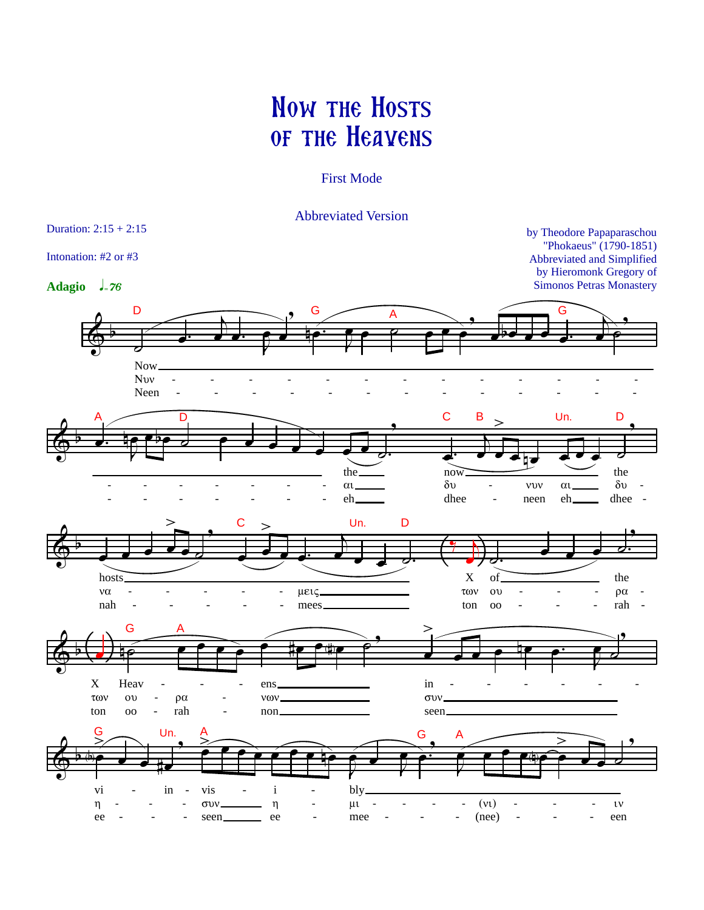# Now the Hosts of the Heavens

First Mode

Abbreviated Version

Duration: 2:15 + 2:15

Intonation: #2 or #3

by Theodore Papaparaschou "Phokaeus" (1790-1851)
Abbreviated and Simplified by Hieromonk Gregory of Simonos Petras Monastery

**Adagio** ♩= 76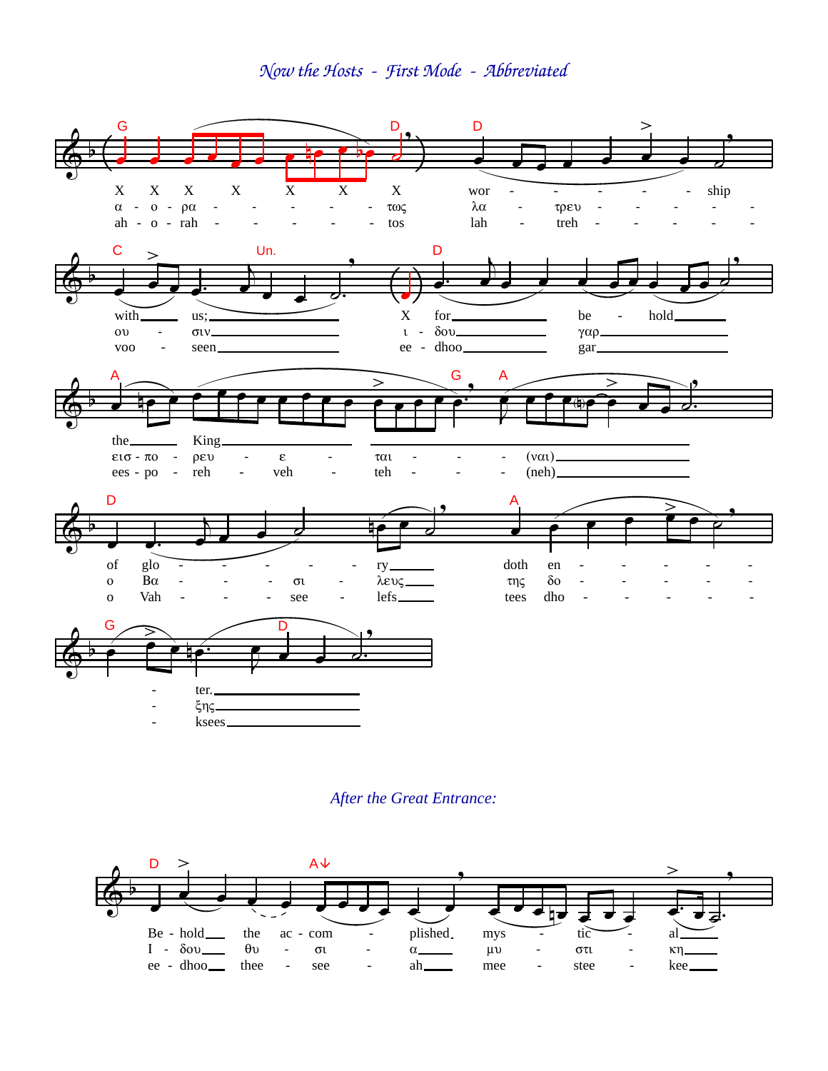## *Now the Hosts - First Mode - Abbreviated*

X X X X X X X wor - - - - - - ship
α - ο - ρα - - - - - - τως λα - τρευ - - - - - - -
ah - o - rah - - - - - - tos lah - treh - - - - - - -

with us; X for be - hold
ου - σιν ι - δου γαρ
voo - seen ee - dhoo gar

the King
εισ - πο - ρευ - ε - ται - - - - (ναι)
ees - po - reh - veh - teh - - - - (neh)

of glo - - - - - - - ry doth en - - - - - - -
o Βα - - - - σι - λευς της δο - - - - - - -
o Vah - - - - see - lefs tees dho - - - - - - -

\- ter.
\- ξης
\- ksees

### *After the Great Entrance:*

Be - hold the ac - com - plished mys - tic - al
Ι - δου θυ - σι - α μυ - στι - κη
ee - dhoo thee - see - ah mee - stee - kee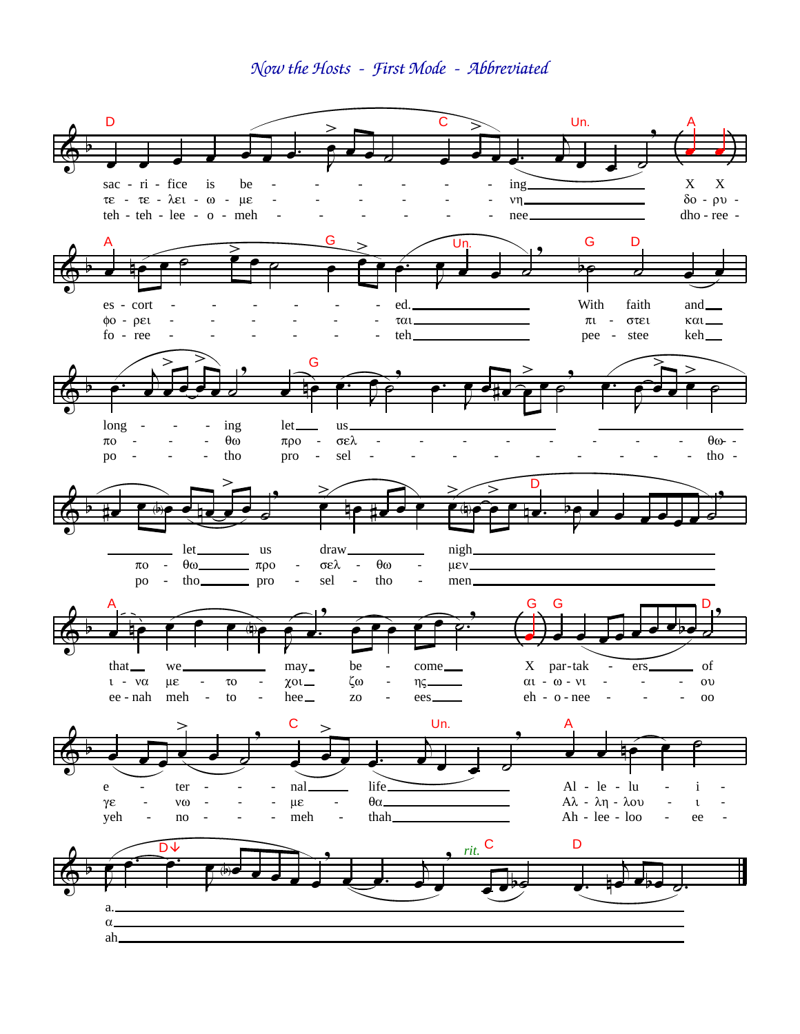# *Now the Hosts - First Mode - Abbreviated*

sac - ri - fice is be - - - - - - - ing X X
τε - τε - λει - ω - με - - - - - - - νη δο - ρυ -
teh - teh - lee - o - meh - - - - - - - nee dho - ree -

es - cort - - - - - - - ed. With faith and
φο - ρει - - - - - - - ται πι - στει και
fo - ree - - - - - - - teh pee - stee keh

long - - - - ing let us
πο - - - - θω προ - σελ - - - - - - - - - - - θω -
po - - - - tho pro - sel - - - - - - - - - - - tho -

let us draw nigh
πο - θω προ - σελ - θω - μεν
po - tho pro - sel - tho - men

that we may be - come X par-tak - ers of
ι - να με - το - χοι ζω - ης αι - ω - νι - - - ου
ee - nah meh - to - hee zo - ees eh - o - nee - - - oo

e - ter - - - nal life Al - le - lu - i -
γε - νω - - - με - θα Αλ - λη - λου - ι -
yeh - no - - - meh - thah Ah - lee - loo - ee -

a.
α
ah